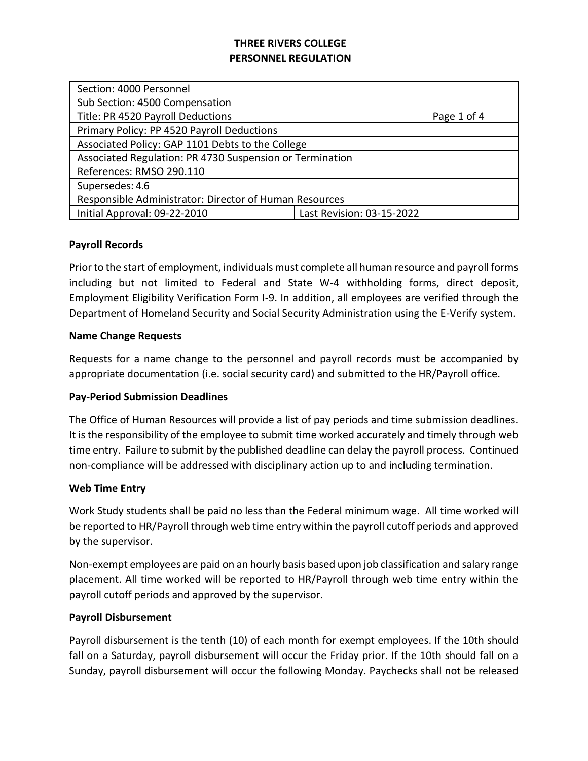# THREE RIVERS COLLEGE
# PERSONNEL REGULATION

| Section: 4000 Personnel | |
|---|---|
| Sub Section: 4500 Compensation | |
| Title: PR 4520 Payroll Deductions | Page 1 of 4 |
| Primary Policy: PP 4520 Payroll Deductions | |
| Associated Policy: GAP 1101 Debts to the College | |
| Associated Regulation: PR 4730 Suspension or Termination | |
| References: RMSO 290.110 | |
| Supersedes: 4.6 | |
| Responsible Administrator: Director of Human Resources | |
| Initial Approval: 09-22-2010 | Last Revision: 03-15-2022 |

**Payroll Records**

Prior to the start of employment, individuals must complete all human resource and payroll forms including but not limited to Federal and State W-4 withholding forms, direct deposit, Employment Eligibility Verification Form I-9. In addition, all employees are verified through the Department of Homeland Security and Social Security Administration using the E-Verify system.

**Name Change Requests**

Requests for a name change to the personnel and payroll records must be accompanied by appropriate documentation (i.e. social security card) and submitted to the HR/Payroll office.

**Pay-Period Submission Deadlines**

The Office of Human Resources will provide a list of pay periods and time submission deadlines. It is the responsibility of the employee to submit time worked accurately and timely through web time entry. Failure to submit by the published deadline can delay the payroll process. Continued non-compliance will be addressed with disciplinary action up to and including termination.

**Web Time Entry**

Work Study students shall be paid no less than the Federal minimum wage. All time worked will be reported to HR/Payroll through web time entry within the payroll cutoff periods and approved by the supervisor.

Non-exempt employees are paid on an hourly basis based upon job classification and salary range placement. All time worked will be reported to HR/Payroll through web time entry within the payroll cutoff periods and approved by the supervisor.

**Payroll Disbursement**

Payroll disbursement is the tenth (10) of each month for exempt employees. If the 10th should fall on a Saturday, payroll disbursement will occur the Friday prior. If the 10th should fall on a Sunday, payroll disbursement will occur the following Monday. Paychecks shall not be released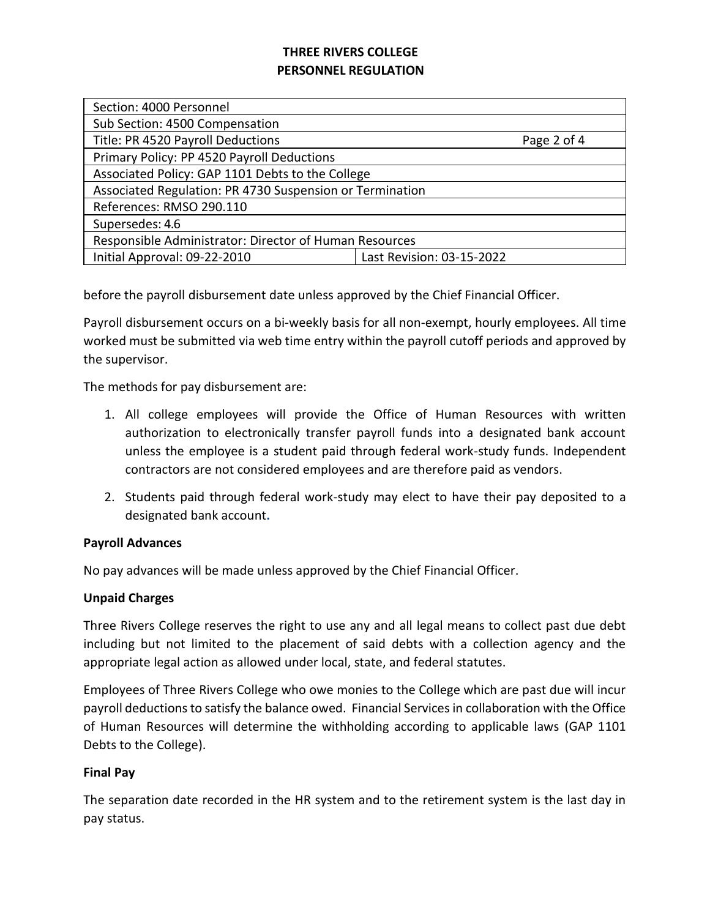before the payroll disbursement date unless approved by the Chief Financial Officer.

Payroll disbursement occurs on a bi-weekly basis for all non-exempt, hourly employees. All time worked must be submitted via web time entry within the payroll cutoff periods and approved by the supervisor.

The methods for pay disbursement are:

1. All college employees will provide the Office of Human Resources with written authorization to electronically transfer payroll funds into a designated bank account unless the employee is a student paid through federal work-study funds. Independent contractors are not considered employees and are therefore paid as vendors.
2. Students paid through federal work-study may elect to have their pay deposited to a designated bank account.

**Payroll Advances**

No pay advances will be made unless approved by the Chief Financial Officer.

**Unpaid Charges**

Three Rivers College reserves the right to use any and all legal means to collect past due debt including but not limited to the placement of said debts with a collection agency and the appropriate legal action as allowed under local, state, and federal statutes.

Employees of Three Rivers College who owe monies to the College which are past due will incur payroll deductions to satisfy the balance owed. Financial Services in collaboration with the Office of Human Resources will determine the withholding according to applicable laws (GAP 1101 Debts to the College).

**Final Pay**

The separation date recorded in the HR system and to the retirement system is the last day in pay status.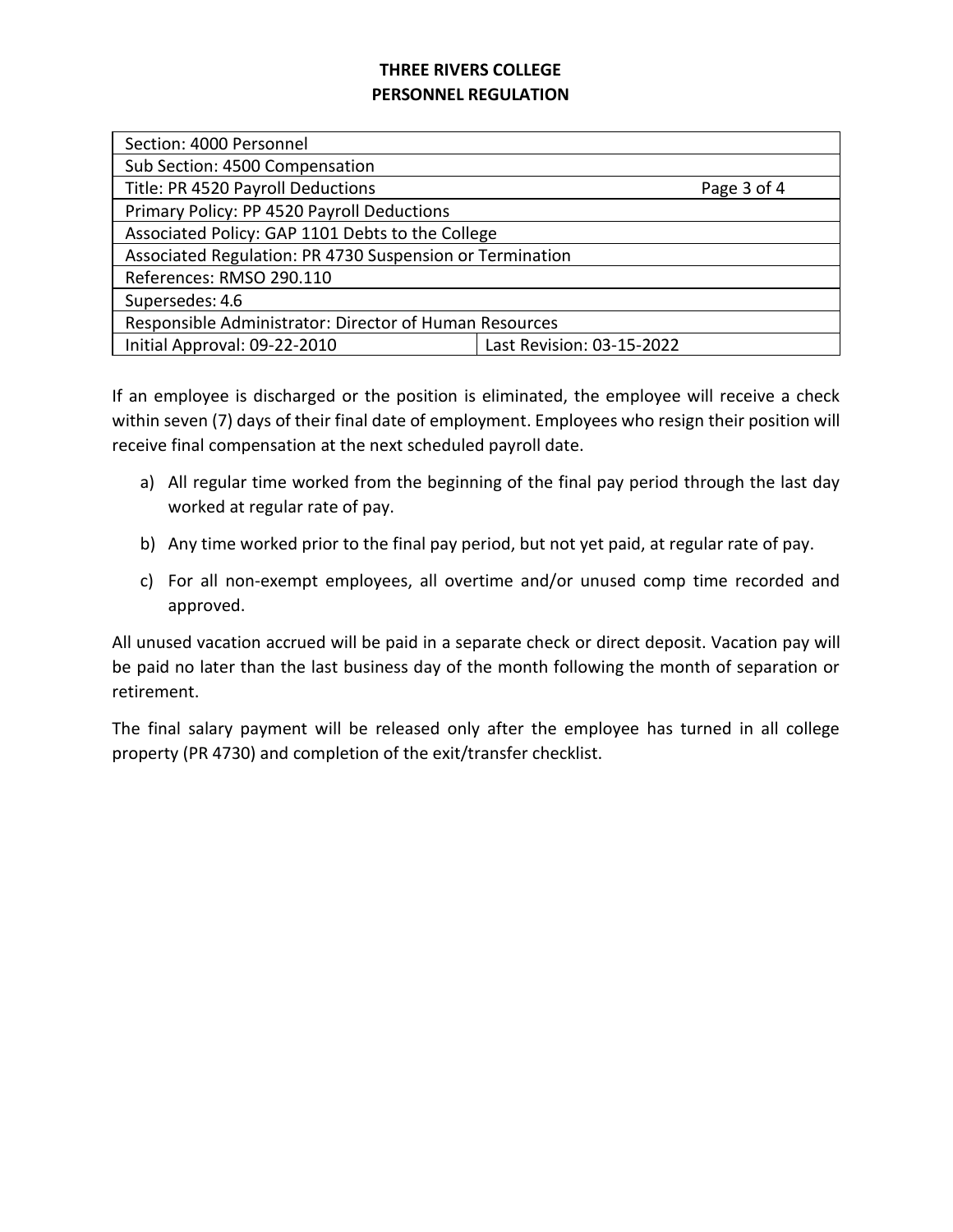**THREE RIVERS COLLEGE**
**PERSONNEL REGULATION**

| Section: 4000 Personnel | |
|---|---|
| Sub Section: 4500 Compensation | |
| Title: PR 4520 Payroll Deductions | Page 3 of 4 |
| Primary Policy: PP 4520 Payroll Deductions | |
| Associated Policy: GAP 1101 Debts to the College | |
| Associated Regulation: PR 4730 Suspension or Termination | |
| References: RMSO 290.110 | |
| Supersedes: 4.6 | |
| Responsible Administrator: Director of Human Resources | |
| Initial Approval: 09-22-2010 | Last Revision: 03-15-2022 |

If an employee is discharged or the position is eliminated, the employee will receive a check within seven (7) days of their final date of employment. Employees who resign their position will receive final compensation at the next scheduled payroll date.

a) All regular time worked from the beginning of the final pay period through the last day worked at regular rate of pay.

b) Any time worked prior to the final pay period, but not yet paid, at regular rate of pay.

c) For all non-exempt employees, all overtime and/or unused comp time recorded and approved.

All unused vacation accrued will be paid in a separate check or direct deposit. Vacation pay will be paid no later than the last business day of the month following the month of separation or retirement.

The final salary payment will be released only after the employee has turned in all college property (PR 4730) and completion of the exit/transfer checklist.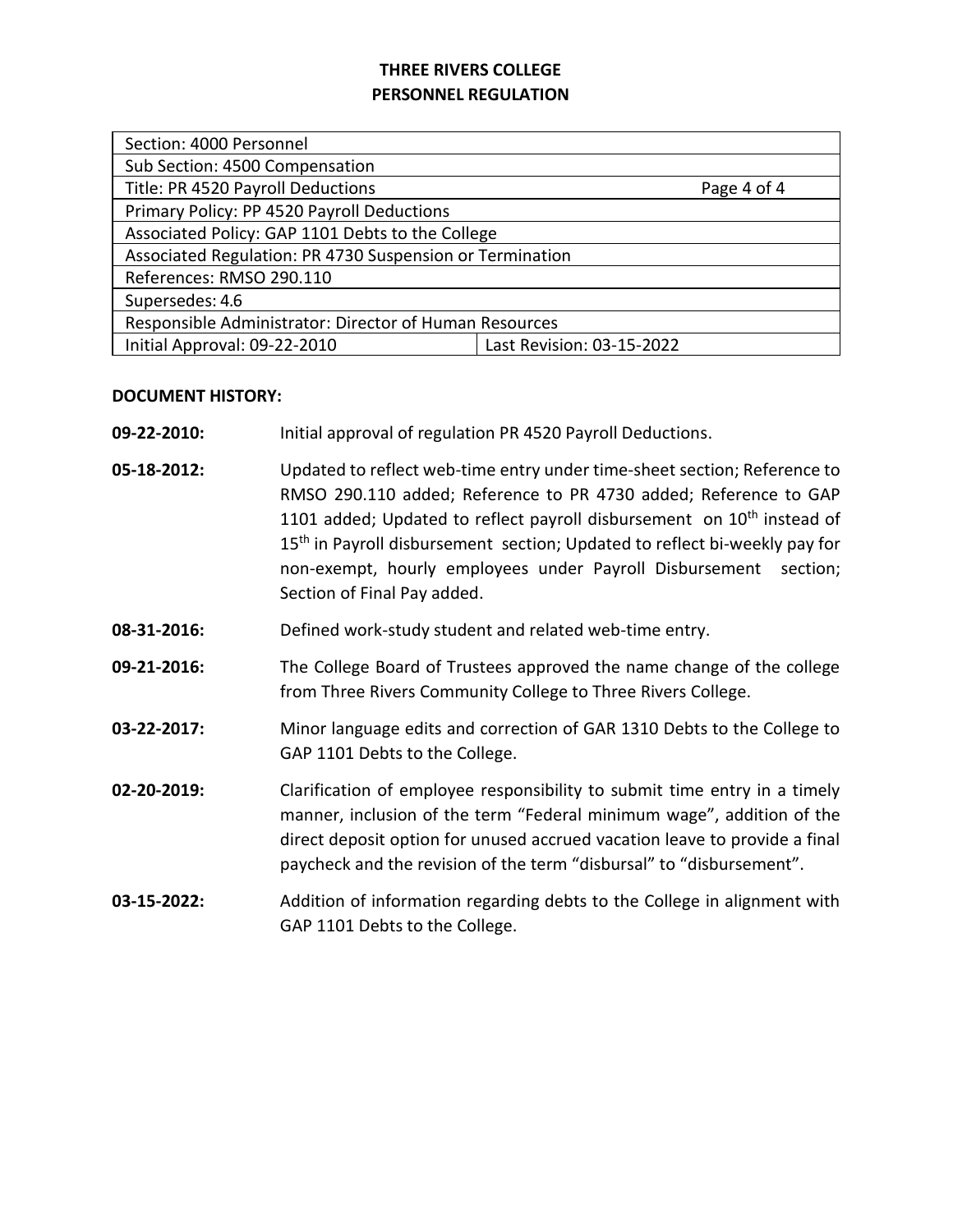**THREE RIVERS COLLEGE**
**PERSONNEL REGULATION**

| | |
|---|---|
| Section: 4000 Personnel | |
| Sub Section: 4500 Compensation | |
| Title: PR 4520 Payroll Deductions | Page 4 of 4 |
| Primary Policy: PP 4520 Payroll Deductions | |
| Associated Policy: GAP 1101 Debts to the College | |
| Associated Regulation: PR 4730 Suspension or Termination | |
| References: RMSO 290.110 | |
| Supersedes: 4.6 | |
| Responsible Administrator: Director of Human Resources | |
| Initial Approval: 09-22-2010 | Last Revision: 03-15-2022 |

**DOCUMENT HISTORY:**

**09-22-2010:** Initial approval of regulation PR 4520 Payroll Deductions.

**05-18-2012:** Updated to reflect web-time entry under time-sheet section; Reference to RMSO 290.110 added; Reference to PR 4730 added; Reference to GAP 1101 added; Updated to reflect payroll disbursement on 10th instead of 15th in Payroll disbursement section; Updated to reflect bi-weekly pay for non-exempt, hourly employees under Payroll Disbursement section; Section of Final Pay added.

**08-31-2016:** Defined work-study student and related web-time entry.

**09-21-2016:** The College Board of Trustees approved the name change of the college from Three Rivers Community College to Three Rivers College.

**03-22-2017:** Minor language edits and correction of GAR 1310 Debts to the College to GAP 1101 Debts to the College.

**02-20-2019:** Clarification of employee responsibility to submit time entry in a timely manner, inclusion of the term "Federal minimum wage", addition of the direct deposit option for unused accrued vacation leave to provide a final paycheck and the revision of the term "disbursal" to "disbursement".

**03-15-2022:** Addition of information regarding debts to the College in alignment with GAP 1101 Debts to the College.